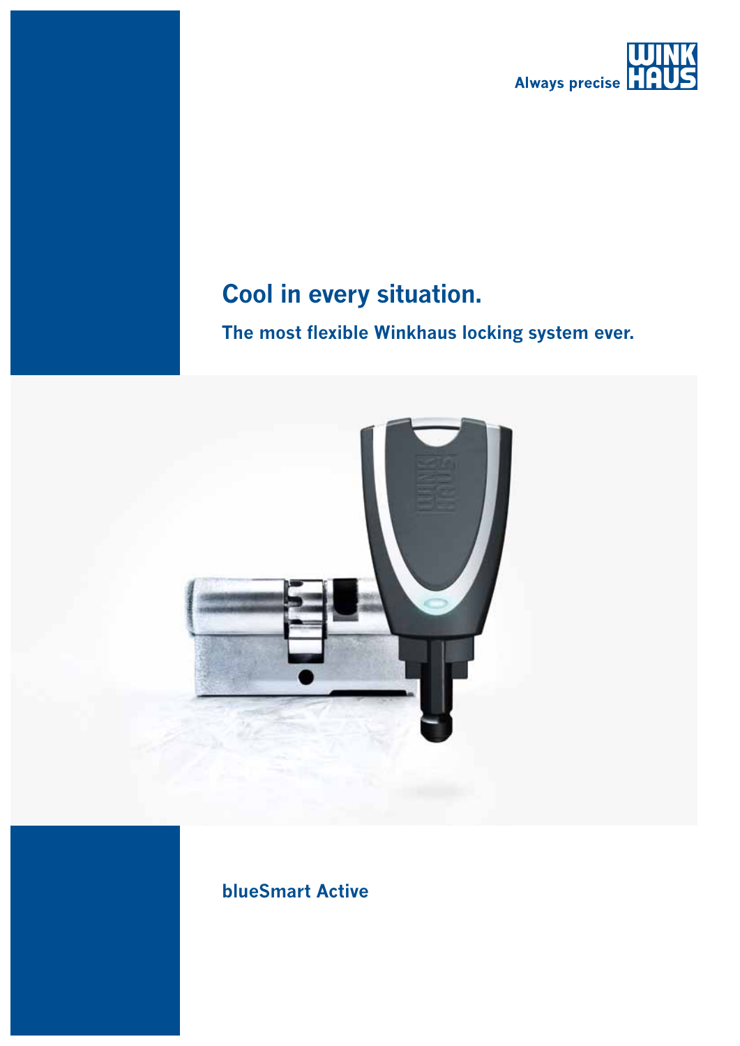Always precise

# Cool in every situation.

## The most flexible Winkhaus locking system ever.

**blueSmart Active**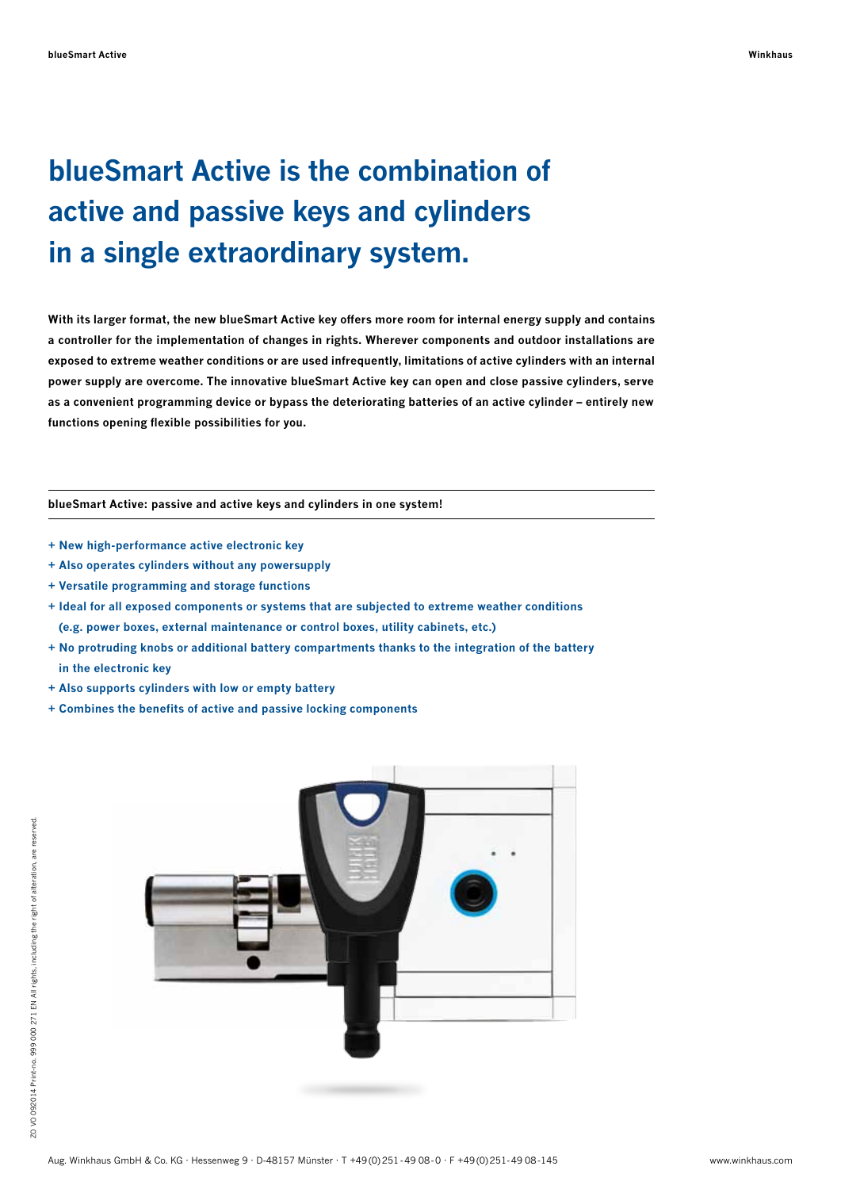# blueSmart Active is the combination of active and passive keys and cylinders in a single extraordinary system.

**With its larger format, the new blueSmart Active key offers more room for internal energy supply and contains a controller for the implementation of changes in rights. Wherever components and outdoor installations are exposed to extreme weather conditions or are used infrequently, limitations of active cylinders with an internal power supply are overcome. The innovative blueSmart Active key can open and close passive cylinders, serve as a convenient programming device or bypass the deteriorating batteries of an active cylinder – entirely new functions opening flexible possibilities for you.**

**blueSmart Active: passive and active keys and cylinders in one system!**

+ New high-performance active electronic key
+ Also operates cylinders without any powersupply
+ Versatile programming and storage functions
+ Ideal for all exposed components or systems that are subjected to extreme weather conditions (e.g. power boxes, external maintenance or control boxes, utility cabinets, etc.)
+ No protruding knobs or additional battery compartments thanks to the integration of the battery in the electronic key
+ Also supports cylinders with low or empty battery
+ Combines the benefits of active and passive locking components

ZO VO 092014 Print-no. 999 000 271 EN All rights, including the right of alteration, are reserved.

Aug. Winkhaus GmbH & Co. KG · Hessenweg 9 · D-48157 Münster · T +49(0)251-49 08-0 · F +49(0)251-49 08-145

www.winkhaus.com